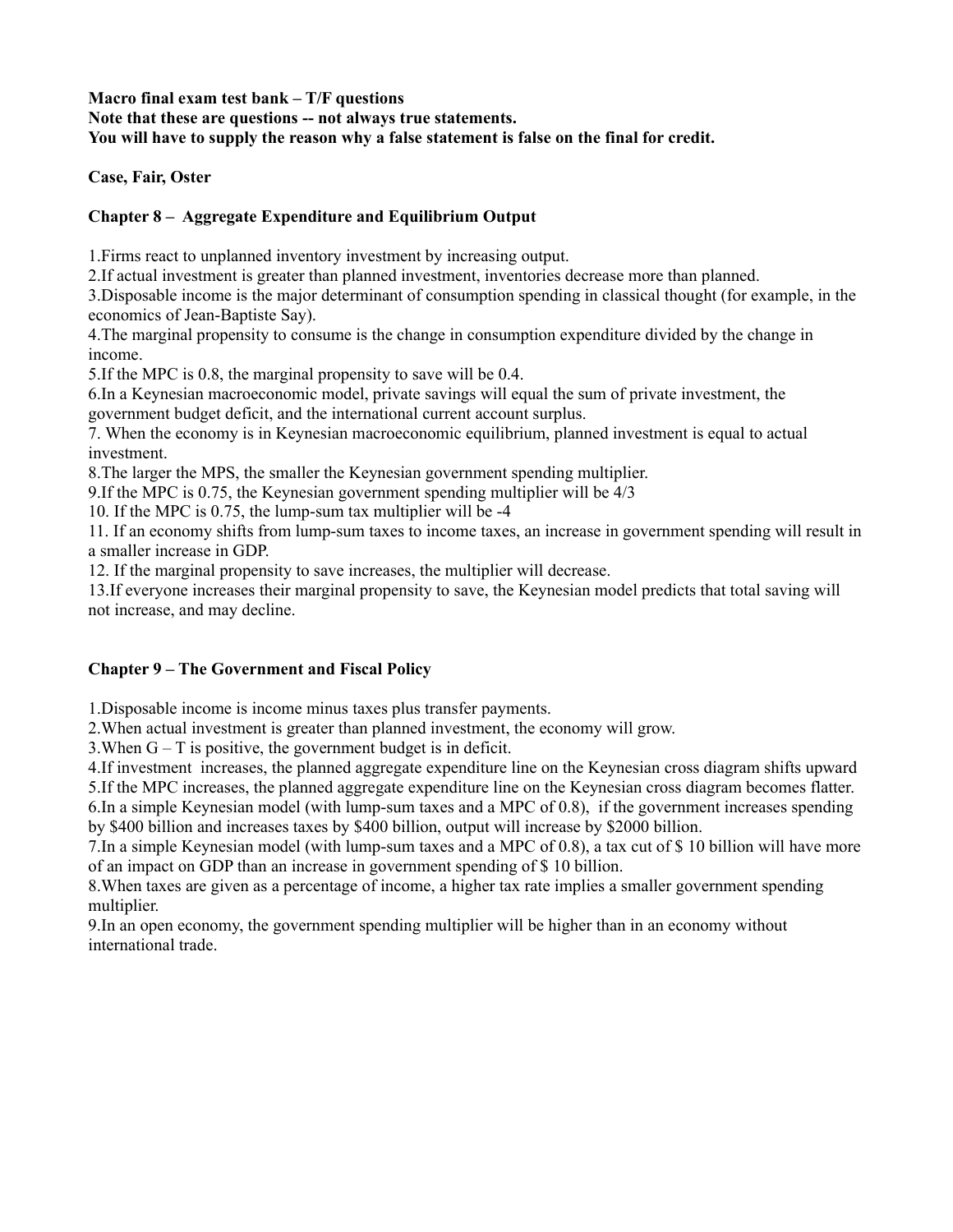**Macro final exam test bank – T/F questions**
**Note that these are questions -- not always true statements.**
**You will have to supply the reason why a false statement is false on the final for credit.**

**Case, Fair, Oster**

**Chapter 8 – Aggregate Expenditure and Equilibrium Output**

1.Firms react to unplanned inventory investment by increasing output.
2.If actual investment is greater than planned investment, inventories decrease more than planned.
3.Disposable income is the major determinant of consumption spending in classical thought (for example, in the economics of Jean-Baptiste Say).
4.The marginal propensity to consume is the change in consumption expenditure divided by the change in income.
5.If the MPC is 0.8, the marginal propensity to save will be 0.4.
6.In a Keynesian macroeconomic model, private savings will equal the sum of private investment, the government budget deficit, and the international current account surplus.
7. When the economy is in Keynesian macroeconomic equilibrium, planned investment is equal to actual investment.
8.The larger the MPS, the smaller the Keynesian government spending multiplier.
9.If the MPC is 0.75, the Keynesian government spending multiplier will be 4/3
10. If the MPC is 0.75, the lump-sum tax multiplier will be -4
11. If an economy shifts from lump-sum taxes to income taxes, an increase in government spending will result in a smaller increase in GDP.
12. If the marginal propensity to save increases, the multiplier will decrease.
13.If everyone increases their marginal propensity to save, the Keynesian model predicts that total saving will not increase, and may decline.

**Chapter 9 – The Government and Fiscal Policy**

1.Disposable income is income minus taxes plus transfer payments.
2.When actual investment is greater than planned investment, the economy will grow.
3.When G – T is positive, the government budget is in deficit.
4.If investment increases, the planned aggregate expenditure line on the Keynesian cross diagram shifts upward
5.If the MPC increases, the planned aggregate expenditure line on the Keynesian cross diagram becomes flatter.
6.In a simple Keynesian model (with lump-sum taxes and a MPC of 0.8), if the government increases spending by $400 billion and increases taxes by $400 billion, output will increase by $2000 billion.
7.In a simple Keynesian model (with lump-sum taxes and a MPC of 0.8), a tax cut of $ 10 billion will have more of an impact on GDP than an increase in government spending of $ 10 billion.
8.When taxes are given as a percentage of income, a higher tax rate implies a smaller government spending multiplier.
9.In an open economy, the government spending multiplier will be higher than in an economy without international trade.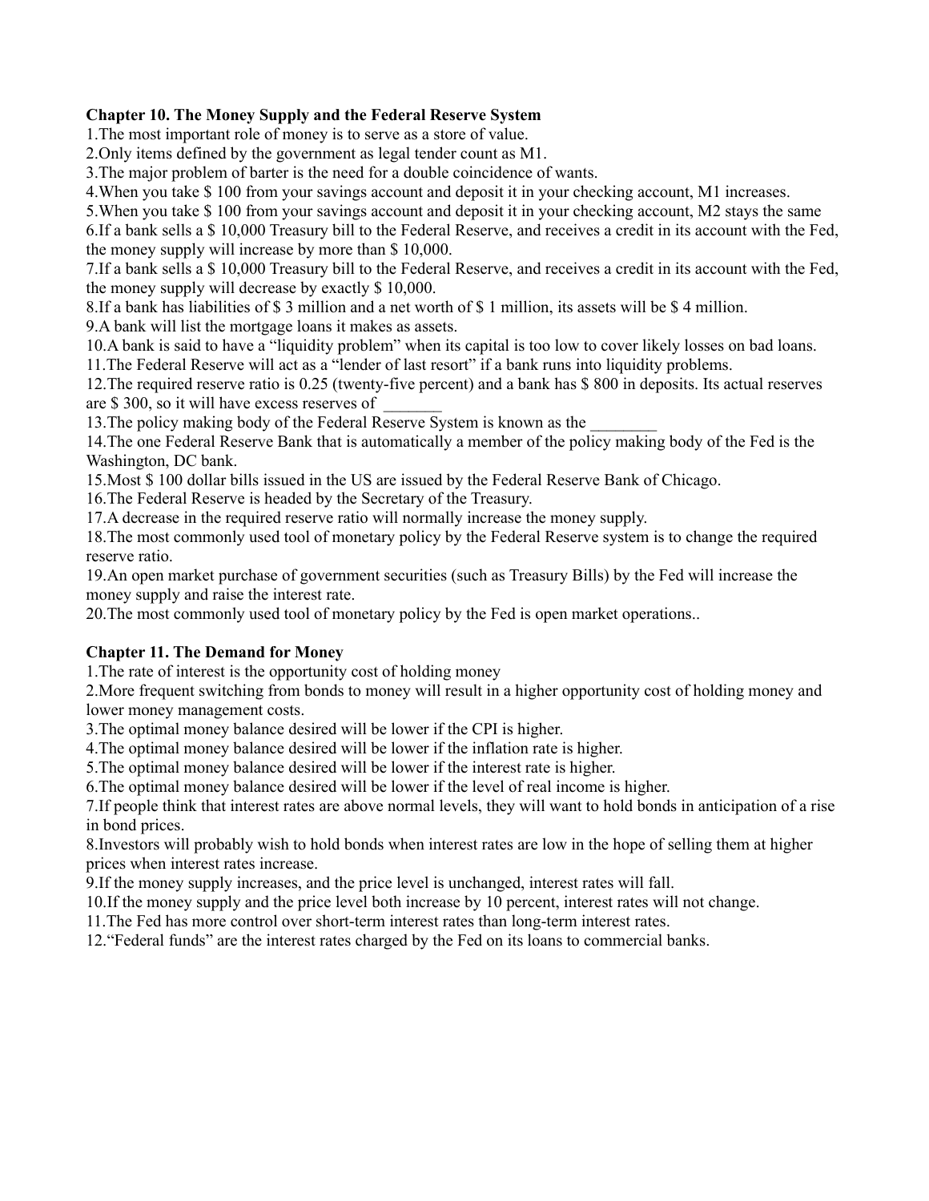**Chapter 10. The Money Supply and the Federal Reserve System**

1.The most important role of money is to serve as a store of value.

2.Only items defined by the government as legal tender count as M1.

3.The major problem of barter is the need for a double coincidence of wants.

4.When you take $ 100 from your savings account and deposit it in your checking account, M1 increases.

5.When you take $ 100 from your savings account and deposit it in your checking account, M2 stays the same

6.If a bank sells a $ 10,000 Treasury bill to the Federal Reserve, and receives a credit in its account with the Fed, the money supply will increase by more than $ 10,000.

7.If a bank sells a $ 10,000 Treasury bill to the Federal Reserve, and receives a credit in its account with the Fed, the money supply will decrease by exactly $ 10,000.

8.If a bank has liabilities of $ 3 million and a net worth of $ 1 million, its assets will be $ 4 million.

9.A bank will list the mortgage loans it makes as assets.

10.A bank is said to have a "liquidity problem" when its capital is too low to cover likely losses on bad loans.

11.The Federal Reserve will act as a "lender of last resort" if a bank runs into liquidity problems.

12.The required reserve ratio is 0.25 (twenty-five percent) and a bank has $ 800 in deposits. Its actual reserves are $ 300, so it will have excess reserves of _______

13.The policy making body of the Federal Reserve System is known as the ________

14.The one Federal Reserve Bank that is automatically a member of the policy making body of the Fed is the Washington, DC bank.

15.Most $ 100 dollar bills issued in the US are issued by the Federal Reserve Bank of Chicago.

16.The Federal Reserve is headed by the Secretary of the Treasury.

17.A decrease in the required reserve ratio will normally increase the money supply.

18.The most commonly used tool of monetary policy by the Federal Reserve system is to change the required reserve ratio.

19.An open market purchase of government securities (such as Treasury Bills) by the Fed will increase the money supply and raise the interest rate.

20.The most commonly used tool of monetary policy by the Fed is open market operations..

**Chapter 11. The Demand for Money**

1.The rate of interest is the opportunity cost of holding money

2.More frequent switching from bonds to money will result in a higher opportunity cost of holding money and lower money management costs.

3.The optimal money balance desired will be lower if the CPI is higher.

4.The optimal money balance desired will be lower if the inflation rate is higher.

5.The optimal money balance desired will be lower if the interest rate is higher.

6.The optimal money balance desired will be lower if the level of real income is higher.

7.If people think that interest rates are above normal levels, they will want to hold bonds in anticipation of a rise in bond prices.

8.Investors will probably wish to hold bonds when interest rates are low in the hope of selling them at higher prices when interest rates increase.

9.If the money supply increases, and the price level is unchanged, interest rates will fall.

10.If the money supply and the price level both increase by 10 percent, interest rates will not change.

11.The Fed has more control over short-term interest rates than long-term interest rates.

12."Federal funds" are the interest rates charged by the Fed on its loans to commercial banks.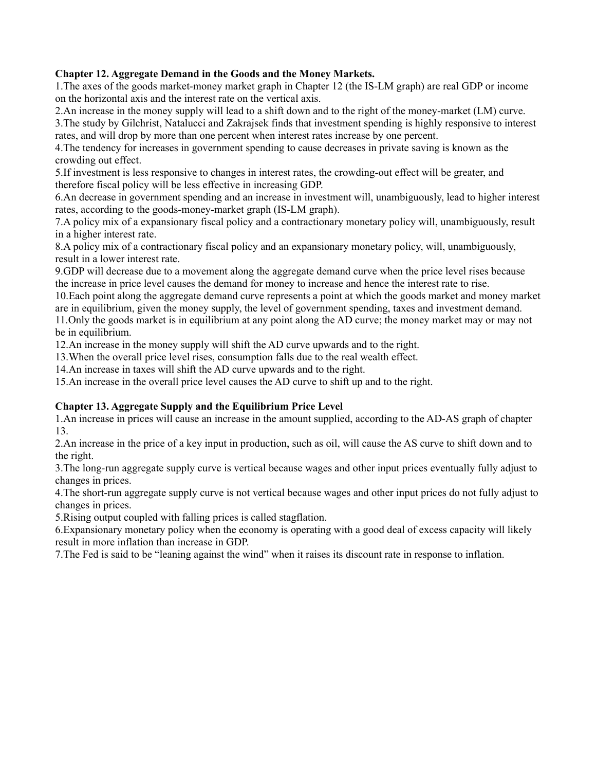**Chapter 12. Aggregate Demand in the Goods and the Money Markets.**

1.The axes of the goods market-money market graph in Chapter 12 (the IS-LM graph) are real GDP or income on the horizontal axis and the interest rate on the vertical axis.

2.An increase in the money supply will lead to a shift down and to the right of the money-market (LM) curve.

3.The study by Gilchrist, Natalucci and Zakrajsek finds that investment spending is highly responsive to interest rates, and will drop by more than one percent when interest rates increase by one percent.

4.The tendency for increases in government spending to cause decreases in private saving is known as the crowding out effect.

5.If investment is less responsive to changes in interest rates, the crowding-out effect will be greater, and therefore fiscal policy will be less effective in increasing GDP.

6.An decrease in government spending and an increase in investment will, unambiguously, lead to higher interest rates, according to the goods-money-market graph (IS-LM graph).

7.A policy mix of a expansionary fiscal policy and a contractionary monetary policy will, unambiguously, result in a higher interest rate.

8.A policy mix of a contractionary fiscal policy and an expansionary monetary policy, will, unambiguously, result in a lower interest rate.

9.GDP will decrease due to a movement along the aggregate demand curve when the price level rises because the increase in price level causes the demand for money to increase and hence the interest rate to rise.

10.Each point along the aggregate demand curve represents a point at which the goods market and money market are in equilibrium, given the money supply, the level of government spending, taxes and investment demand.

11.Only the goods market is in equilibrium at any point along the AD curve; the money market may or may not be in equilibrium.

12.An increase in the money supply will shift the AD curve upwards and to the right.

13.When the overall price level rises, consumption falls due to the real wealth effect.

14.An increase in taxes will shift the AD curve upwards and to the right.

15.An increase in the overall price level causes the AD curve to shift up and to the right.

**Chapter 13. Aggregate Supply and the Equilibrium Price Level**

1.An increase in prices will cause an increase in the amount supplied, according to the AD-AS graph of chapter 13.

2.An increase in the price of a key input in production, such as oil, will cause the AS curve to shift down and to the right.

3.The long-run aggregate supply curve is vertical because wages and other input prices eventually fully adjust to changes in prices.

4.The short-run aggregate supply curve is not vertical because wages and other input prices do not fully adjust to changes in prices.

5.Rising output coupled with falling prices is called stagflation.

6.Expansionary monetary policy when the economy is operating with a good deal of excess capacity will likely result in more inflation than increase in GDP.

7.The Fed is said to be "leaning against the wind" when it raises its discount rate in response to inflation.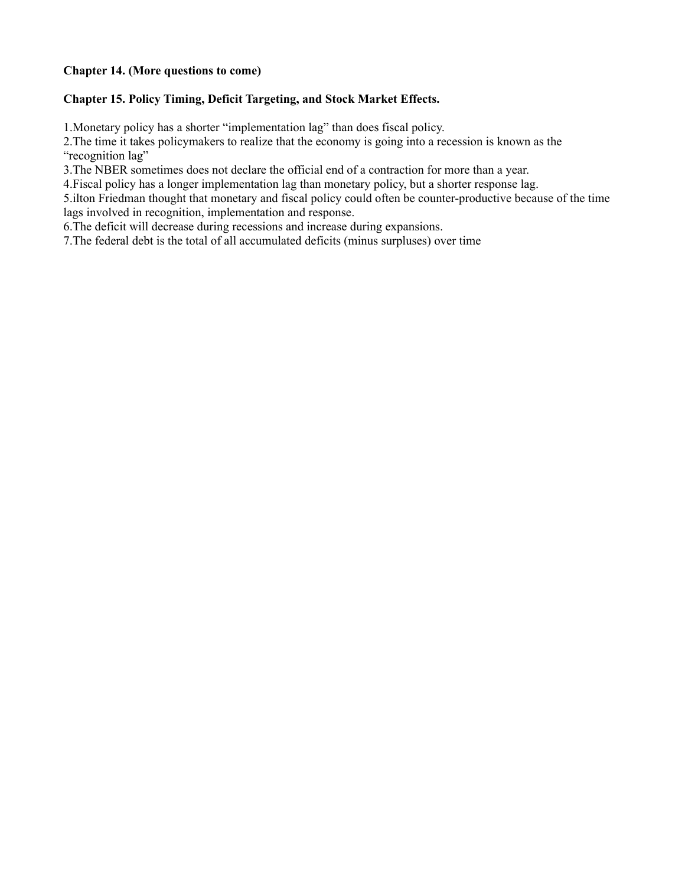**Chapter 14. (More questions to come)**

**Chapter 15. Policy Timing, Deficit Targeting, and Stock Market Effects.**

1.Monetary policy has a shorter "implementation lag" than does fiscal policy.
2.The time it takes policymakers to realize that the economy is going into a recession is known as the "recognition lag"
3.The NBER sometimes does not declare the official end of a contraction for more than a year.
4.Fiscal policy has a longer implementation lag than monetary policy, but a shorter response lag.
5.ilton Friedman thought that monetary and fiscal policy could often be counter-productive because of the time lags involved in recognition, implementation and response.
6.The deficit will decrease during recessions and increase during expansions.
7.The federal debt is the total of all accumulated deficits (minus surpluses) over time